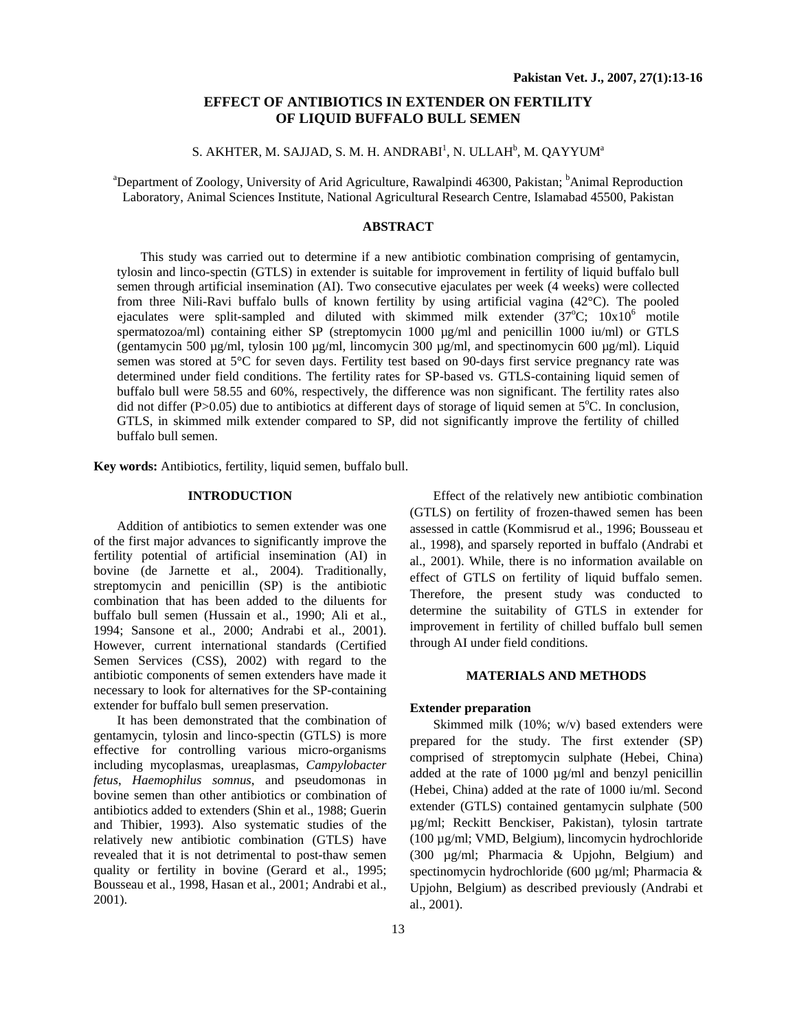# EFFECT OF ANTIBIOTICS IN EXTENDER ON FERTILITY OF LIQUID BUFFALO BULL SEMEN

S. AKHTER, M. SAJJAD, S. M. H. ANDRABI[1], N. ULLAH[b], M. QAYYUM[a]

[a]Department of Zoology, University of Arid Agriculture, Rawalpindi 46300, Pakistan; [b]Animal Reproduction Laboratory, Animal Sciences Institute, National Agricultural Research Centre, Islamabad 45500, Pakistan

## ABSTRACT

This study was carried out to determine if a new antibiotic combination comprising of gentamycin, tylosin and linco-spectin (GTLS) in extender is suitable for improvement in fertility of liquid buffalo bull semen through artificial insemination (AI). Two consecutive ejaculates per week (4 weeks) were collected from three Nili-Ravi buffalo bulls of known fertility by using artificial vagina (42°C). The pooled ejaculates were split-sampled and diluted with skimmed milk extender (37°C; $10 \times 10^6$ motile spermatozoa/ml) containing either SP (streptomycin 1000 µg/ml and penicillin 1000 iu/ml) or GTLS (gentamycin 500 µg/ml, tylosin 100 µg/ml, lincomycin 300 µg/ml, and spectinomycin 600 µg/ml). Liquid semen was stored at 5°C for seven days. Fertility test based on 90-days first service pregnancy rate was determined under field conditions. The fertility rates for SP-based vs. GTLS-containing liquid semen of buffalo bull were 58.55 and 60%, respectively, the difference was non significant. The fertility rates also did not differ ($P>0.05$) due to antibiotics at different days of storage of liquid semen at 5°C. In conclusion, GTLS, in skimmed milk extender compared to SP, did not significantly improve the fertility of chilled buffalo bull semen.

**Key words:** Antibiotics, fertility, liquid semen, buffalo bull.

## INTRODUCTION

Addition of antibiotics to semen extender was one of the first major advances to significantly improve the fertility potential of artificial insemination (AI) in bovine (de Jarnette et al., 2004). Traditionally, streptomycin and penicillin (SP) is the antibiotic combination that has been added to the diluents for buffalo bull semen (Hussain et al., 1990; Ali et al., 1994; Sansone et al., 2000; Andrabi et al., 2001). However, current international standards (Certified Semen Services (CSS), 2002) with regard to the antibiotic components of semen extenders have made it necessary to look for alternatives for the SP-containing extender for buffalo bull semen preservation.

It has been demonstrated that the combination of gentamycin, tylosin and linco-spectin (GTLS) is more effective for controlling various micro-organisms including mycoplasmas, ureaplasmas, *Campylobacter fetus*, *Haemophilus somnus*, and pseudomonas in bovine semen than other antibiotics or combination of antibiotics added to extenders (Shin et al., 1988; Guerin and Thibier, 1993). Also systematic studies of the relatively new antibiotic combination (GTLS) have revealed that it is not detrimental to post-thaw semen quality or fertility in bovine (Gerard et al., 1995; Bousseau et al., 1998, Hasan et al., 2001; Andrabi et al., 2001).

Effect of the relatively new antibiotic combination (GTLS) on fertility of frozen-thawed semen has been assessed in cattle (Kommisrud et al., 1996; Bousseau et al., 1998), and sparsely reported in buffalo (Andrabi et al., 2001). While, there is no information available on effect of GTLS on fertility of liquid buffalo semen. Therefore, the present study was conducted to determine the suitability of GTLS in extender for improvement in fertility of chilled buffalo bull semen through AI under field conditions.

## MATERIALS AND METHODS

### Extender preparation

Skimmed milk (10%; w/v) based extenders were prepared for the study. The first extender (SP) comprised of streptomycin sulphate (Hebei, China) added at the rate of 1000 µg/ml and benzyl penicillin (Hebei, China) added at the rate of 1000 iu/ml. Second extender (GTLS) contained gentamycin sulphate (500 µg/ml; Reckitt Benckiser, Pakistan), tylosin tartrate (100 µg/ml; VMD, Belgium), lincomycin hydrochloride (300 µg/ml; Pharmacia & Upjohn, Belgium) and spectinomycin hydrochloride (600 µg/ml; Pharmacia & Upjohn, Belgium) as described previously (Andrabi et al., 2001).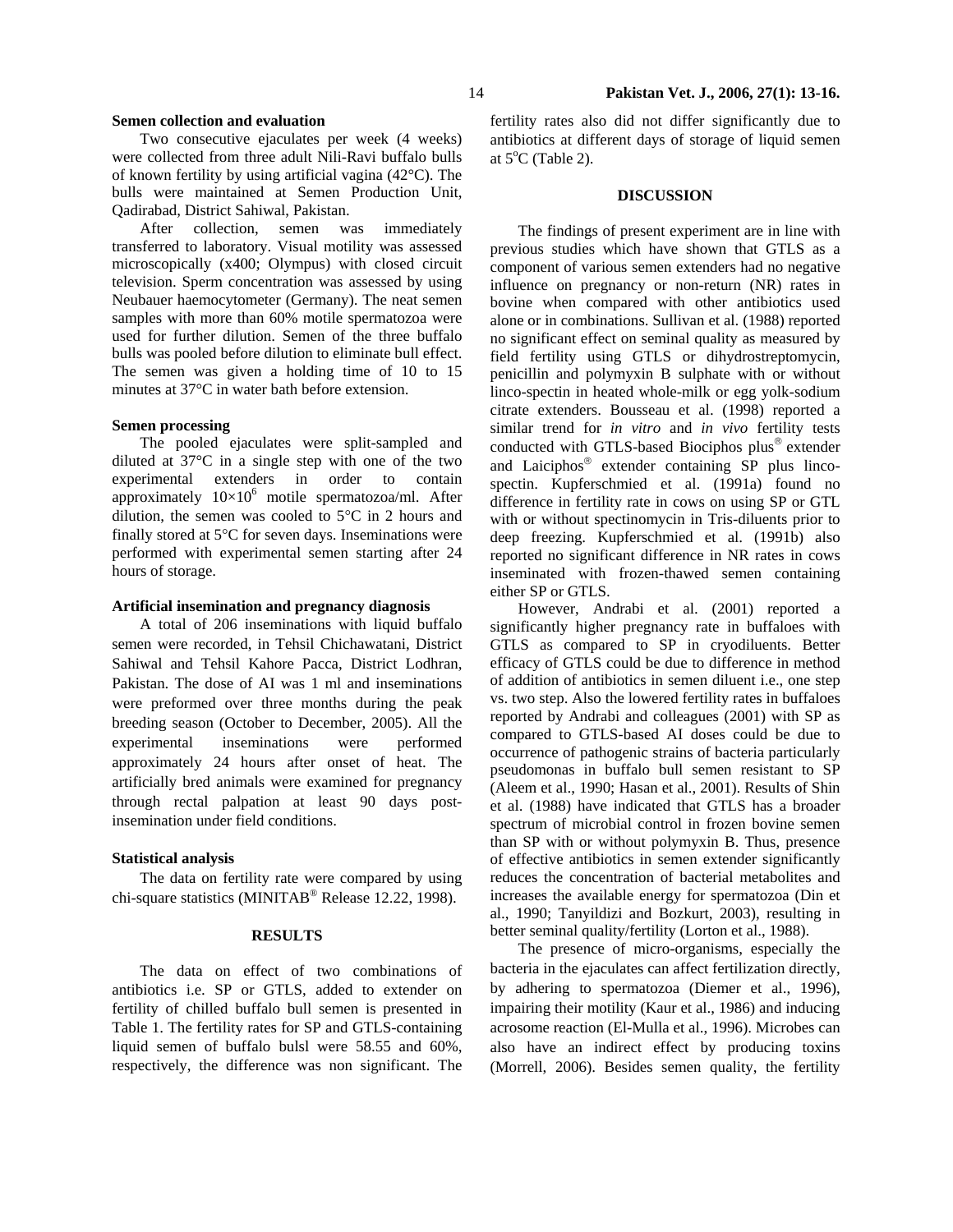**Semen collection and evaluation**

Two consecutive ejaculates per week (4 weeks) were collected from three adult Nili-Ravi buffalo bulls of known fertility by using artificial vagina (42°C). The bulls were maintained at Semen Production Unit, Qadirabad, District Sahiwal, Pakistan.

After collection, semen was immediately transferred to laboratory. Visual motility was assessed microscopically (x400; Olympus) with closed circuit television. Sperm concentration was assessed by using Neubauer haemocytometer (Germany). The neat semen samples with more than 60% motile spermatozoa were used for further dilution. Semen of the three buffalo bulls was pooled before dilution to eliminate bull effect. The semen was given a holding time of 10 to 15 minutes at 37°C in water bath before extension.

**Semen processing**

The pooled ejaculates were split-sampled and diluted at 37°C in a single step with one of the two experimental extenders in order to contain approximately $10\times10^6$ motile spermatozoa/ml. After dilution, the semen was cooled to 5°C in 2 hours and finally stored at 5°C for seven days. Inseminations were performed with experimental semen starting after 24 hours of storage.

**Artificial insemination and pregnancy diagnosis**

A total of 206 inseminations with liquid buffalo semen were recorded, in Tehsil Chichawatani, District Sahiwal and Tehsil Kahore Pacca, District Lodhran, Pakistan. The dose of AI was 1 ml and inseminations were preformed over three months during the peak breeding season (October to December, 2005). All the experimental inseminations were performed approximately 24 hours after onset of heat. The artificially bred animals were examined for pregnancy through rectal palpation at least 90 days post-insemination under field conditions.

**Statistical analysis**

The data on fertility rate were compared by using chi-square statistics (MINITAB® Release 12.22, 1998).

## RESULTS

The data on effect of two combinations of antibiotics i.e. SP or GTLS, added to extender on fertility of chilled buffalo bull semen is presented in Table 1. The fertility rates for SP and GTLS-containing liquid semen of buffalo bulsl were 58.55 and 60%, respectively, the difference was non significant. The fertility rates also did not differ significantly due to antibiotics at different days of storage of liquid semen at 5°C (Table 2).

## DISCUSSION

The findings of present experiment are in line with previous studies which have shown that GTLS as a component of various semen extenders had no negative influence on pregnancy or non-return (NR) rates in bovine when compared with other antibiotics used alone or in combinations. Sullivan et al. (1988) reported no significant effect on seminal quality as measured by field fertility using GTLS or dihydrostreptomycin, penicillin and polymyxin B sulphate with or without linco-spectin in heated whole-milk or egg yolk-sodium citrate extenders. Bousseau et al. (1998) reported a similar trend for *in vitro* and *in vivo* fertility tests conducted with GTLS-based Biociphos plus® extender and Laiciphos® extender containing SP plus linco-spectin. Kupferschmied et al. (1991a) found no difference in fertility rate in cows on using SP or GTL with or without spectinomycin in Tris-diluents prior to deep freezing. Kupferschmied et al. (1991b) also reported no significant difference in NR rates in cows inseminated with frozen-thawed semen containing either SP or GTLS.

However, Andrabi et al. (2001) reported a significantly higher pregnancy rate in buffaloes with GTLS as compared to SP in cryodiluents. Better efficacy of GTLS could be due to difference in method of addition of antibiotics in semen diluent i.e., one step vs. two step. Also the lowered fertility rates in buffaloes reported by Andrabi and colleagues (2001) with SP as compared to GTLS-based AI doses could be due to occurrence of pathogenic strains of bacteria particularly pseudomonas in buffalo bull semen resistant to SP (Aleem et al., 1990; Hasan et al., 2001). Results of Shin et al. (1988) have indicated that GTLS has a broader spectrum of microbial control in frozen bovine semen than SP with or without polymyxin B. Thus, presence of effective antibiotics in semen extender significantly reduces the concentration of bacterial metabolites and increases the available energy for spermatozoa (Din et al., 1990; Tanyildizi and Bozkurt, 2003), resulting in better seminal quality/fertility (Lorton et al., 1988).

The presence of micro-organisms, especially the bacteria in the ejaculates can affect fertilization directly, by adhering to spermatozoa (Diemer et al., 1996), impairing their motility (Kaur et al., 1986) and inducing acrosome reaction (El-Mulla et al., 1996). Microbes can also have an indirect effect by producing toxins (Morrell, 2006). Besides semen quality, the fertility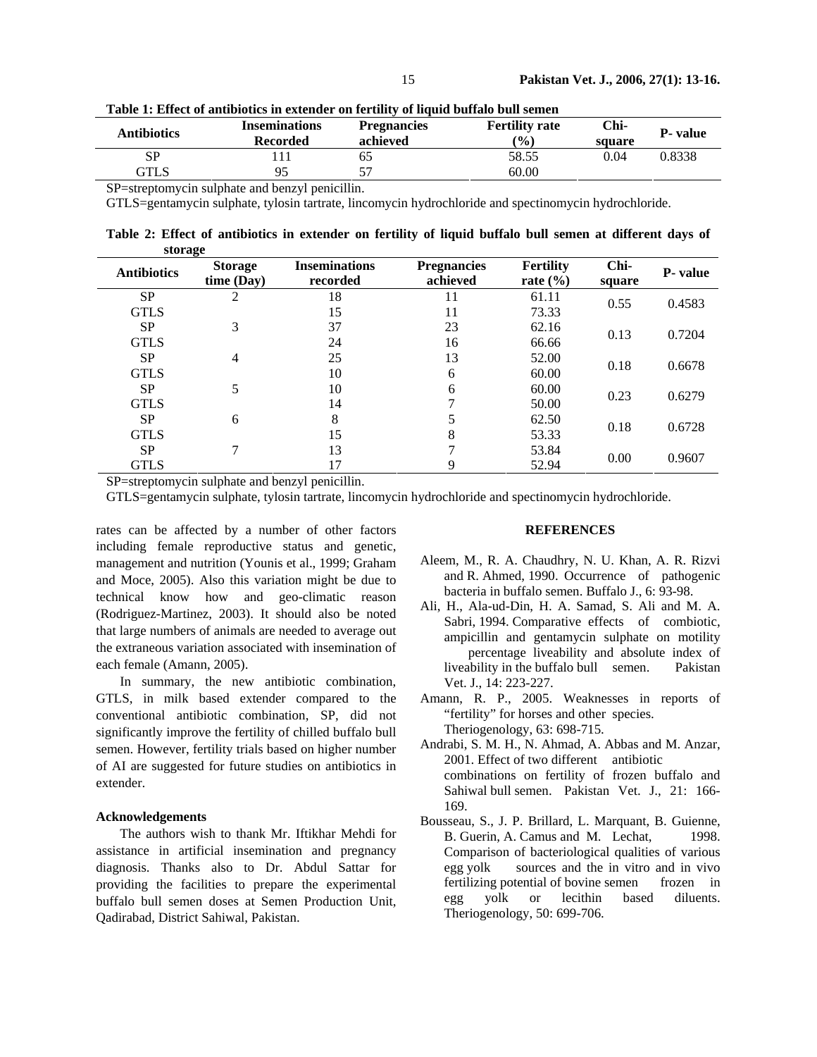**Table 1: Effect of antibiotics in extender on fertility of liquid buffalo bull semen**

| Antibiotics | Inseminations Recorded | Pregnancies achieved | Fertility rate (%) | Chi-square | P- value |
|---|---|---|---|---|---|
| SP | 111 | 65 | 58.55 | 0.04 | 0.8338 |
| GTLS | 95 | 57 | 60.00 | | |

SP=streptomycin sulphate and benzyl penicillin.

GTLS=gentamycin sulphate, tylosin tartrate, lincomycin hydrochloride and spectinomycin hydrochloride.

**Table 2: Effect of antibiotics in extender on fertility of liquid buffalo bull semen at different days of storage**

| Antibiotics | Storage time (Day) | Inseminations recorded | Pregnancies achieved | Fertility rate (%) | Chi-square | P- value |
|---|---|---|---|---|---|---|
| SP | 2 | 18 | 11 | 61.11 | 0.55 | 0.4583 |
| GTLS | | 15 | 11 | 73.33 | | |
| SP | 3 | 37 | 23 | 62.16 | 0.13 | 0.7204 |
| GTLS | | 24 | 16 | 66.66 | | |
| SP | 4 | 25 | 13 | 52.00 | 0.18 | 0.6678 |
| GTLS | | 10 | 6 | 60.00 | | |
| SP | 5 | 10 | 6 | 60.00 | 0.23 | 0.6279 |
| GTLS | | 14 | 7 | 50.00 | | |
| SP | 6 | 8 | 5 | 62.50 | 0.18 | 0.6728 |
| GTLS | | 15 | 8 | 53.33 | | |
| SP | 7 | 13 | 7 | 53.84 | 0.00 | 0.9607 |
| GTLS | | 17 | 9 | 52.94 | | |

SP=streptomycin sulphate and benzyl penicillin.

GTLS=gentamycin sulphate, tylosin tartrate, lincomycin hydrochloride and spectinomycin hydrochloride.

rates can be affected by a number of other factors including female reproductive status and genetic, management and nutrition (Younis et al., 1999; Graham and Moce, 2005). Also this variation might be due to technical know how and geo-climatic reason (Rodriguez-Martinez, 2003). It should also be noted that large numbers of animals are needed to average out the extraneous variation associated with insemination of each female (Amann, 2005).

In summary, the new antibiotic combination, GTLS, in milk based extender compared to the conventional antibiotic combination, SP, did not significantly improve the fertility of chilled buffalo bull semen. However, fertility trials based on higher number of AI are suggested for future studies on antibiotics in extender.

### Acknowledgements

The authors wish to thank Mr. Iftikhar Mehdi for assistance in artificial insemination and pregnancy diagnosis. Thanks also to Dr. Abdul Sattar for providing the facilities to prepare the experimental buffalo bull semen doses at Semen Production Unit, Qadirabad, District Sahiwal, Pakistan.

## REFERENCES

Aleem, M., R. A. Chaudhry, N. U. Khan, A. R. Rizvi and R. Ahmed, 1990. Occurrence of pathogenic bacteria in buffalo semen. Buffalo J., 6: 93-98.

Ali, H., Ala-ud-Din, H. A. Samad, S. Ali and M. A. Sabri, 1994. Comparative effects of combiotic, ampicillin and gentamycin sulphate on motility percentage liveability and absolute index of liveability in the buffalo bull semen. Pakistan Vet. J., 14: 223-227.

Amann, R. P., 2005. Weaknesses in reports of "fertility" for horses and other species. Theriogenology, 63: 698-715.

Andrabi, S. M. H., N. Ahmad, A. Abbas and M. Anzar, 2001. Effect of two different antibiotic combinations on fertility of frozen buffalo and Sahiwal bull semen. Pakistan Vet. J., 21: 166-169.

Bousseau, S., J. P. Brillard, L. Marquant, B. Guienne, B. Guerin, A. Camus and M. Lechat, 1998. Comparison of bacteriological qualities of various egg yolk sources and the in vitro and in vivo fertilizing potential of bovine semen frozen in egg yolk or lecithin based diluents. Theriogenology, 50: 699-706.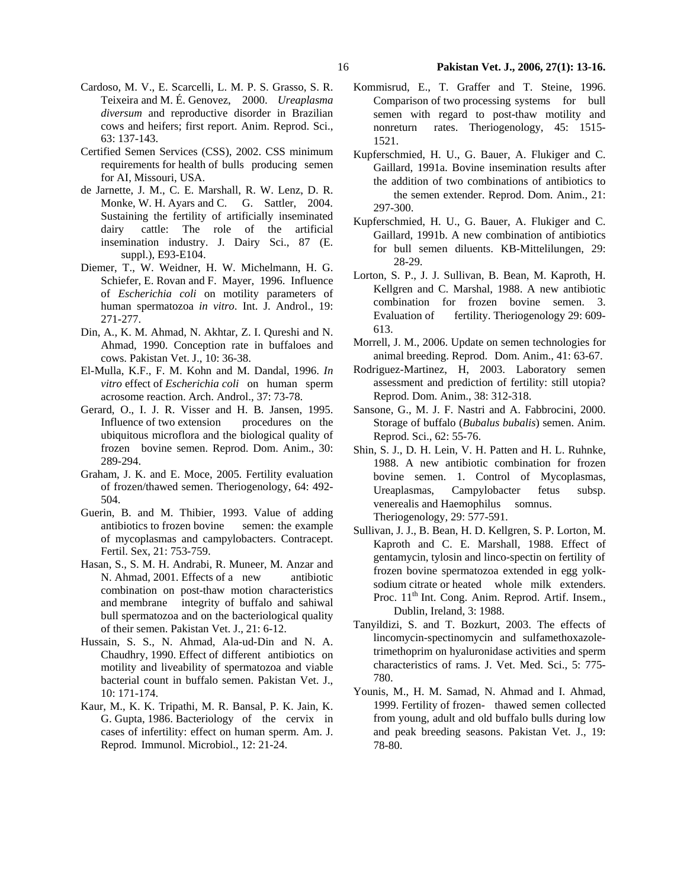Cardoso, M. V., E. Scarcelli, L. M. P. S. Grasso, S. R. Teixeira and M. É. Genovez, 2000. *Ureaplasma diversum* and reproductive disorder in Brazilian cows and heifers; first report. Anim. Reprod. Sci., 63: 137-143.

Certified Semen Services (CSS), 2002. CSS minimum requirements for health of bulls producing semen for AI, Missouri, USA.

de Jarnette, J. M., C. E. Marshall, R. W. Lenz, D. R. Monke, W. H. Ayars and C. G. Sattler, 2004. Sustaining the fertility of artificially inseminated dairy cattle: The role of the artificial insemination industry. J. Dairy Sci., 87 (E. suppl.), E93-E104.

Diemer, T., W. Weidner, H. W. Michelmann, H. G. Schiefer, E. Rovan and F. Mayer, 1996. Influence of *Escherichia coli* on motility parameters of human spermatozoa *in vitro*. Int. J. Androl., 19: 271-277.

Din, A., K. M. Ahmad, N. Akhtar, Z. I. Qureshi and N. Ahmad, 1990. Conception rate in buffaloes and cows. Pakistan Vet. J., 10: 36-38.

El-Mulla, K.F., F. M. Kohn and M. Dandal, 1996. *In vitro* effect of *Escherichia coli* on human sperm acrosome reaction. Arch. Androl., 37: 73-78.

Gerard, O., I. J. R. Visser and H. B. Jansen, 1995. Influence of two extension procedures on the ubiquitous microflora and the biological quality of frozen bovine semen. Reprod. Dom. Anim., 30: 289-294.

Graham, J. K. and E. Moce, 2005. Fertility evaluation of frozen/thawed semen. Theriogenology, 64: 492-504.

Guerin, B. and M. Thibier, 1993. Value of adding antibiotics to frozen bovine semen: the example of mycoplasmas and campylobacters. Contracept. Fertil. Sex, 21: 753-759.

Hasan, S., S. M. H. Andrabi, R. Muneer, M. Anzar and N. Ahmad, 2001. Effects of a new antibiotic combination on post-thaw motion characteristics and membrane integrity of buffalo and sahiwal bull spermatozoa and on the bacteriological quality of their semen. Pakistan Vet. J., 21: 6-12.

Hussain, S. S., N. Ahmad, Ala-ud-Din and N. A. Chaudhry, 1990. Effect of different antibiotics on motility and liveability of spermatozoa and viable bacterial count in buffalo semen. Pakistan Vet. J., 10: 171-174.

Kaur, M., K. K. Tripathi, M. R. Bansal, P. K. Jain, K. G. Gupta, 1986. Bacteriology of the cervix in cases of infertility: effect on human sperm. Am. J. Reprod. Immunol. Microbiol., 12: 21-24.

Kommisrud, E., T. Graffer and T. Steine, 1996. Comparison of two processing systems for bull semen with regard to post-thaw motility and nonreturn rates. Theriogenology, 45: 1515-1521.

Kupferschmied, H. U., G. Bauer, A. Flukiger and C. Gaillard, 1991a. Bovine insemination results after the addition of two combinations of antibiotics to the semen extender. Reprod. Dom. Anim., 21: 297-300.

Kupferschmied, H. U., G. Bauer, A. Flukiger and C. Gaillard, 1991b. A new combination of antibiotics for bull semen diluents. KB-Mittelilungen, 29: 28-29.

Lorton, S. P., J. J. Sullivan, B. Bean, M. Kaproth, H. Kellgren and C. Marshal, 1988. A new antibiotic combination for frozen bovine semen. 3. Evaluation of fertility. Theriogenology 29: 609-613.

Morrell, J. M., 2006. Update on semen technologies for animal breeding. Reprod. Dom. Anim., 41: 63-67.

Rodriguez-Martinez, H, 2003. Laboratory semen assessment and prediction of fertility: still utopia? Reprod. Dom. Anim., 38: 312-318.

Sansone, G., M. J. F. Nastri and A. Fabbrocini, 2000. Storage of buffalo (*Bubalus bubalis*) semen. Anim. Reprod. Sci., 62: 55-76.

Shin, S. J., D. H. Lein, V. H. Patten and H. L. Ruhnke, 1988. A new antibiotic combination for frozen bovine semen. 1. Control of Mycoplasmas, Ureaplasmas, Campylobacter fetus subsp. venerealis and Haemophilus somnus. Theriogenology, 29: 577-591.

Sullivan, J. J., B. Bean, H. D. Kellgren, S. P. Lorton, M. Kaproth and C. E. Marshall, 1988. Effect of gentamycin, tylosin and linco-spectin on fertility of frozen bovine spermatozoa extended in egg yolk-sodium citrate or heated whole milk extenders. Proc. 11th Int. Cong. Anim. Reprod. Artif. Insem., Dublin, Ireland, 3: 1988.

Tanyildizi, S. and T. Bozkurt, 2003. The effects of lincomycin-spectinomycin and sulfamethoxazole-trimethoprim on hyaluronidase activities and sperm characteristics of rams. J. Vet. Med. Sci., 5: 775-780.

Younis, M., H. M. Samad, N. Ahmad and I. Ahmad, 1999. Fertility of frozen- thawed semen collected from young, adult and old buffalo bulls during low and peak breeding seasons. Pakistan Vet. J., 19: 78-80.